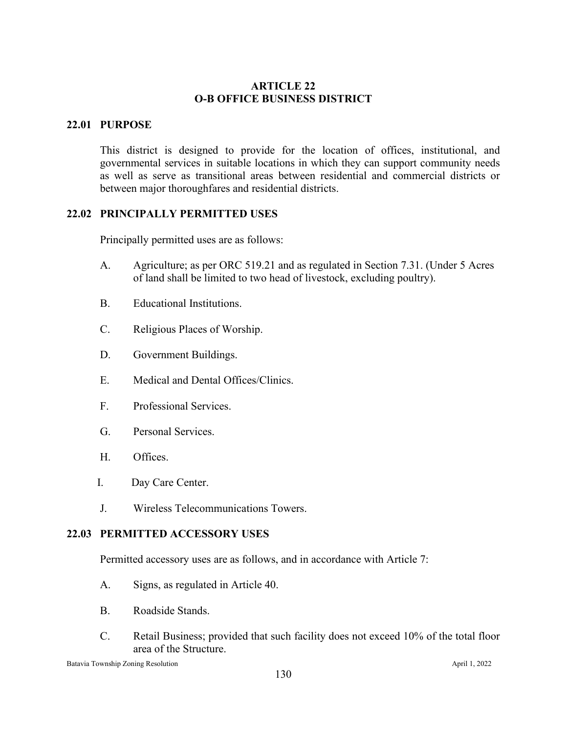# ARTICLE 22
# O-B OFFICE BUSINESS DISTRICT

## 22.01 PURPOSE

This district is designed to provide for the location of offices, institutional, and governmental services in suitable locations in which they can support community needs as well as serve as transitional areas between residential and commercial districts or between major thoroughfares and residential districts.

## 22.02 PRINCIPALLY PERMITTED USES

Principally permitted uses are as follows:

A. Agriculture; as per ORC 519.21 and as regulated in Section 7.31. (Under 5 Acres of land shall be limited to two head of livestock, excluding poultry).

B. Educational Institutions.

C. Religious Places of Worship.

D. Government Buildings.

E. Medical and Dental Offices/Clinics.

F. Professional Services.

G. Personal Services.

H. Offices.

I. Day Care Center.

J. Wireless Telecommunications Towers.

## 22.03 PERMITTED ACCESSORY USES

Permitted accessory uses are as follows, and in accordance with Article 7:

A. Signs, as regulated in Article 40.

B. Roadside Stands.

C. Retail Business; provided that such facility does not exceed 10% of the total floor area of the Structure.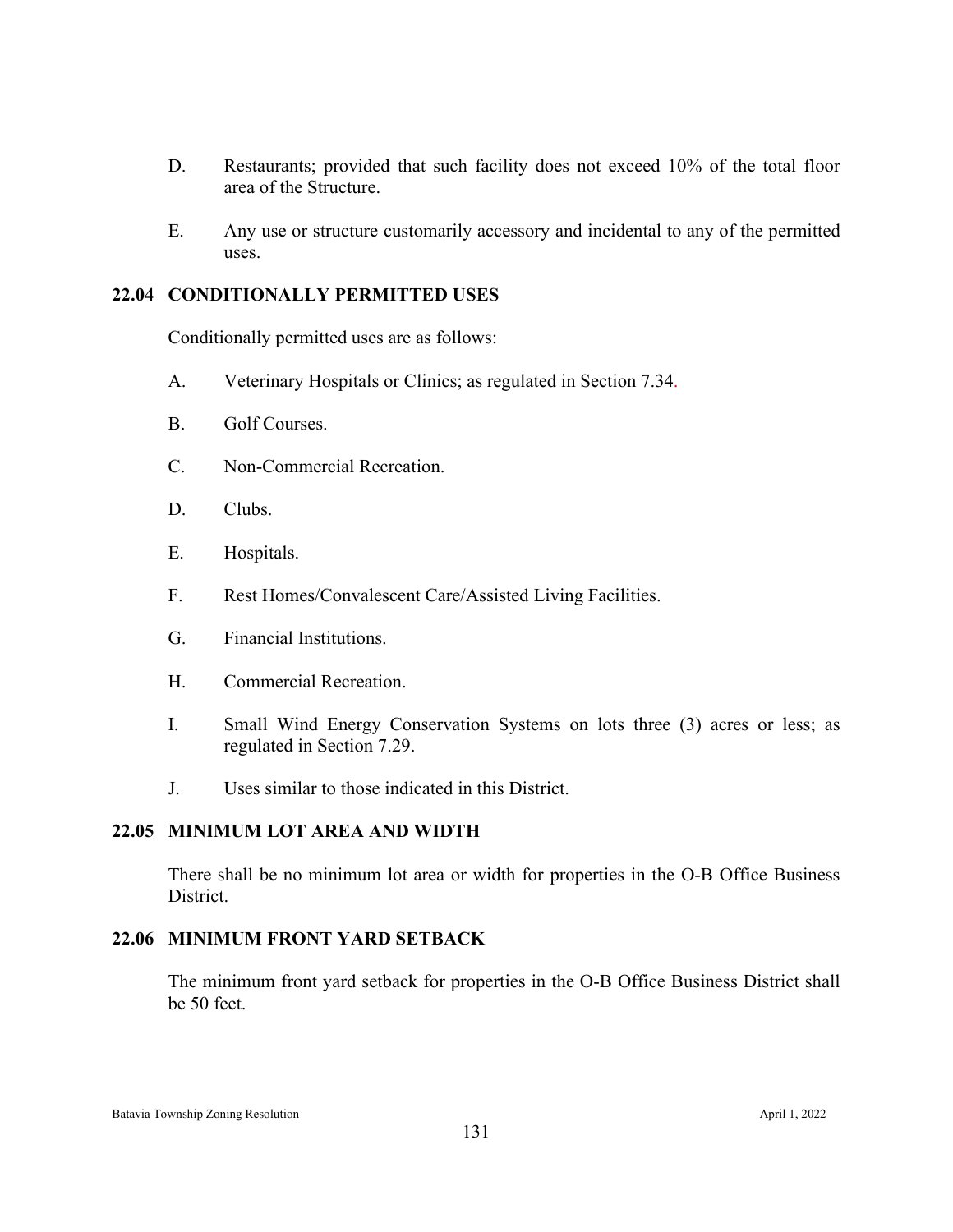D. Restaurants; provided that such facility does not exceed 10% of the total floor area of the Structure.

E. Any use or structure customarily accessory and incidental to any of the permitted uses.

## 22.04 CONDITIONALLY PERMITTED USES

Conditionally permitted uses are as follows:

A. Veterinary Hospitals or Clinics; as regulated in Section 7.34.

B. Golf Courses.

C. Non-Commercial Recreation.

D. Clubs.

E. Hospitals.

F. Rest Homes/Convalescent Care/Assisted Living Facilities.

G. Financial Institutions.

H. Commercial Recreation.

I. Small Wind Energy Conservation Systems on lots three (3) acres or less; as regulated in Section 7.29.

J. Uses similar to those indicated in this District.

## 22.05 MINIMUM LOT AREA AND WIDTH

There shall be no minimum lot area or width for properties in the O-B Office Business District.

## 22.06 MINIMUM FRONT YARD SETBACK

The minimum front yard setback for properties in the O-B Office Business District shall be 50 feet.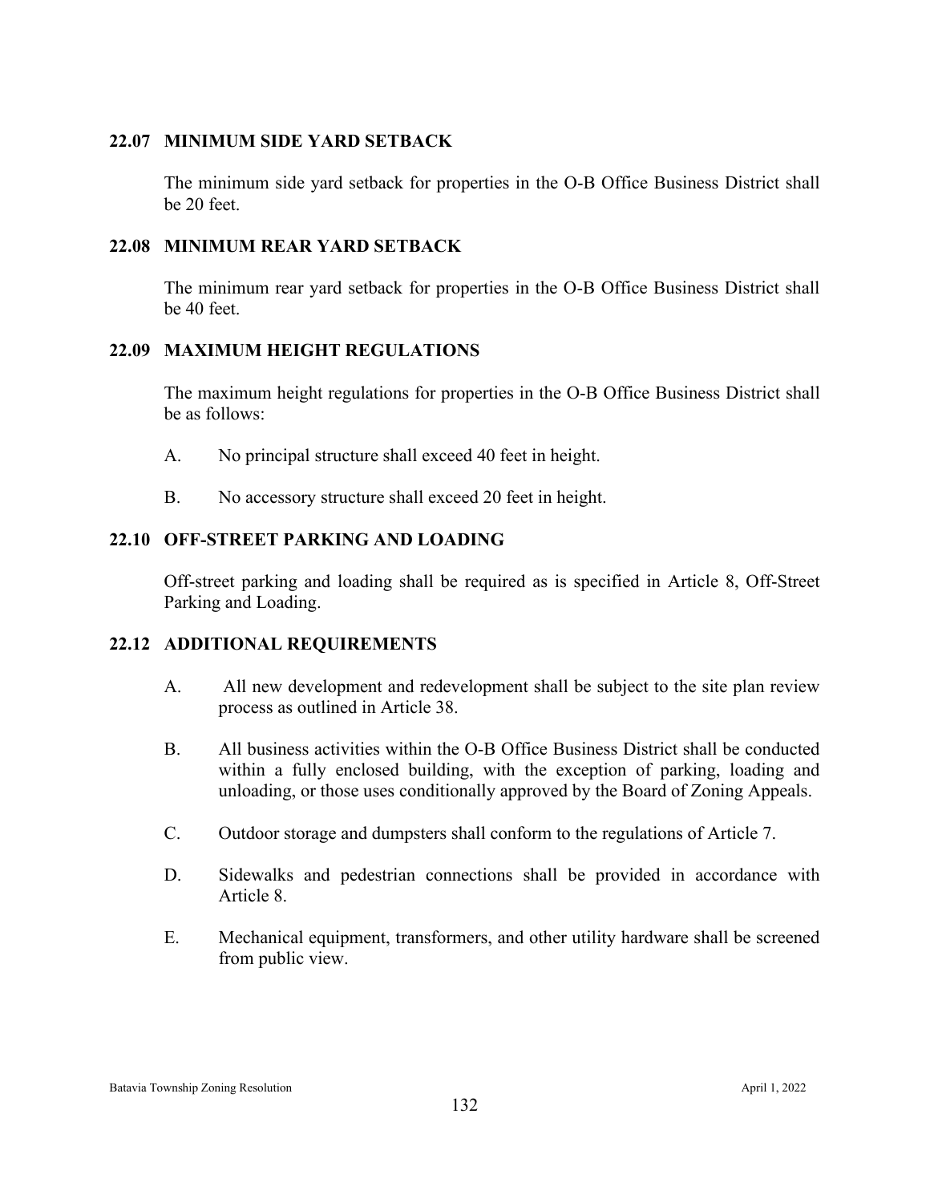### 22.07 MINIMUM SIDE YARD SETBACK

The minimum side yard setback for properties in the O-B Office Business District shall be 20 feet.

### 22.08 MINIMUM REAR YARD SETBACK

The minimum rear yard setback for properties in the O-B Office Business District shall be 40 feet.

### 22.09 MAXIMUM HEIGHT REGULATIONS

The maximum height regulations for properties in the O-B Office Business District shall be as follows:

A. No principal structure shall exceed 40 feet in height.

B. No accessory structure shall exceed 20 feet in height.

### 22.10 OFF-STREET PARKING AND LOADING

Off-street parking and loading shall be required as is specified in Article 8, Off-Street Parking and Loading.

### 22.12 ADDITIONAL REQUIREMENTS

A. All new development and redevelopment shall be subject to the site plan review process as outlined in Article 38.

B. All business activities within the O-B Office Business District shall be conducted within a fully enclosed building, with the exception of parking, loading and unloading, or those uses conditionally approved by the Board of Zoning Appeals.

C. Outdoor storage and dumpsters shall conform to the regulations of Article 7.

D. Sidewalks and pedestrian connections shall be provided in accordance with Article 8.

E. Mechanical equipment, transformers, and other utility hardware shall be screened from public view.